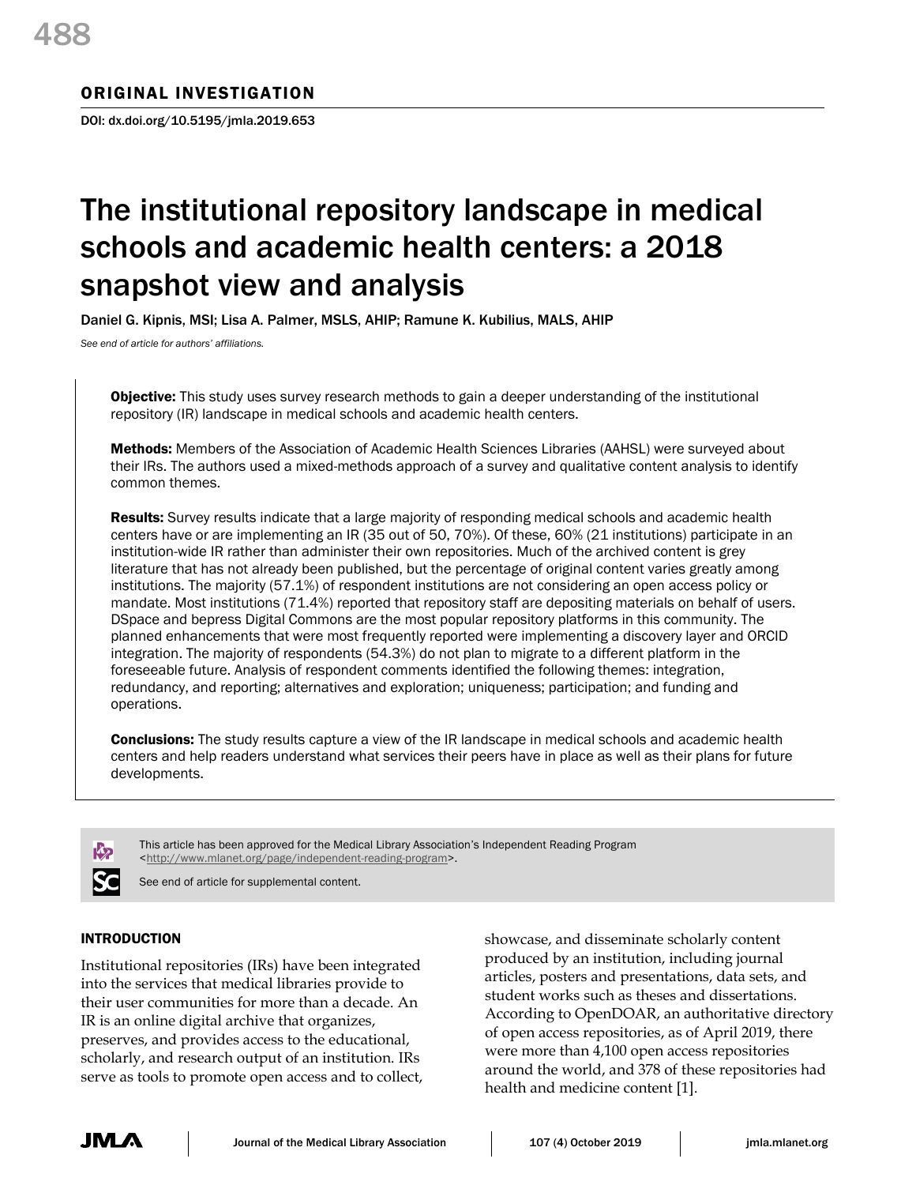ORIGINAL INVESTIGATION

DOI: dx.doi.org/10.5195/jmla.2019.653

# The institutional repository landscape in medical schools and academic health centers: a 2018 snapshot view and analysis

Daniel G. Kipnis, MSI; Lisa A. Palmer, MSLS, AHIP; Ramune K. Kubilius, MALS, AHIP

*See end of article for authors' affiliations.*

**Objective:** This study uses survey research methods to gain a deeper understanding of the institutional repository (IR) landscape in medical schools and academic health centers.

**Methods:** Members of the Association of Academic Health Sciences Libraries (AAHSL) were surveyed about their IRs. The authors used a mixed-methods approach of a survey and qualitative content analysis to identify common themes.

**Results:** Survey results indicate that a large majority of responding medical schools and academic health centers have or are implementing an IR (35 out of 50, 70%). Of these, 60% (21 institutions) participate in an institution-wide IR rather than administer their own repositories. Much of the archived content is grey literature that has not already been published, but the percentage of original content varies greatly among institutions. The majority (57.1%) of respondent institutions are not considering an open access policy or mandate. Most institutions (71.4%) reported that repository staff are depositing materials on behalf of users. DSpace and bepress Digital Commons are the most popular repository platforms in this community. The planned enhancements that were most frequently reported were implementing a discovery layer and ORCID integration. The majority of respondents (54.3%) do not plan to migrate to a different platform in the foreseeable future. Analysis of respondent comments identified the following themes: integration, redundancy, and reporting; alternatives and exploration; uniqueness; participation; and funding and operations.

**Conclusions:** The study results capture a view of the IR landscape in medical schools and academic health centers and help readers understand what services their peers have in place as well as their plans for future developments.

This article has been approved for the Medical Library Association's Independent Reading Program <http://www.mlanet.org/page/independent-reading-program>.

See end of article for supplemental content.

## INTRODUCTION

Institutional repositories (IRs) have been integrated into the services that medical libraries provide to their user communities for more than a decade. An IR is an online digital archive that organizes, preserves, and provides access to the educational, scholarly, and research output of an institution. IRs serve as tools to promote open access and to collect, showcase, and disseminate scholarly content produced by an institution, including journal articles, posters and presentations, data sets, and student works such as theses and dissertations. According to OpenDOAR, an authoritative directory of open access repositories, as of April 2019, there were more than 4,100 open access repositories around the world, and 378 of these repositories had health and medicine content [1].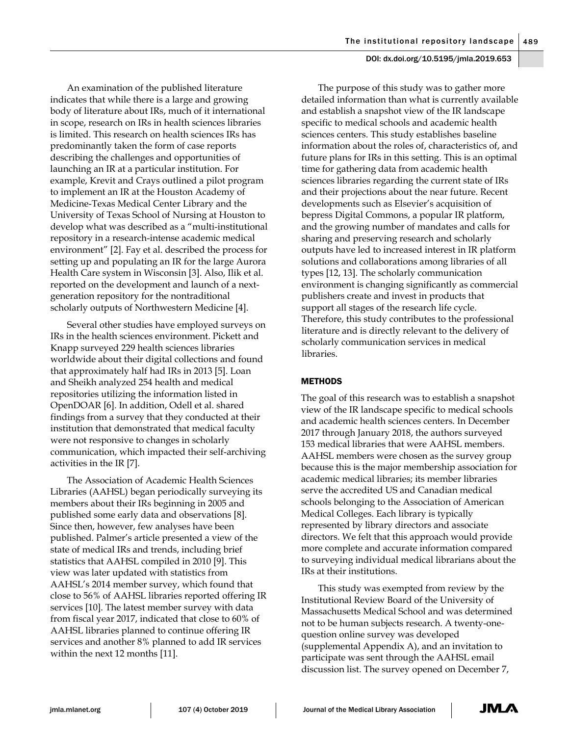An examination of the published literature indicates that while there is a large and growing body of literature about IRs, much of it international in scope, research on IRs in health sciences libraries is limited. This research on health sciences IRs has predominantly taken the form of case reports describing the challenges and opportunities of launching an IR at a particular institution. For example, Krevit and Crays outlined a pilot program to implement an IR at the Houston Academy of Medicine-Texas Medical Center Library and the University of Texas School of Nursing at Houston to develop what was described as a "multi-institutional repository in a research-intense academic medical environment" [2]. Fay et al. described the process for setting up and populating an IR for the large Aurora Health Care system in Wisconsin [3]. Also, Ilik et al. reported on the development and launch of a next-generation repository for the nontraditional scholarly outputs of Northwestern Medicine [4].

Several other studies have employed surveys on IRs in the health sciences environment. Pickett and Knapp surveyed 229 health sciences libraries worldwide about their digital collections and found that approximately half had IRs in 2013 [5]. Loan and Sheikh analyzed 254 health and medical repositories utilizing the information listed in OpenDOAR [6]. In addition, Odell et al. shared findings from a survey that they conducted at their institution that demonstrated that medical faculty were not responsive to changes in scholarly communication, which impacted their self-archiving activities in the IR [7].

The Association of Academic Health Sciences Libraries (AAHSL) began periodically surveying its members about their IRs beginning in 2005 and published some early data and observations [8]. Since then, however, few analyses have been published. Palmer's article presented a view of the state of medical IRs and trends, including brief statistics that AAHSL compiled in 2010 [9]. This view was later updated with statistics from AAHSL's 2014 member survey, which found that close to 56% of AAHSL libraries reported offering IR services [10]. The latest member survey with data from fiscal year 2017, indicated that close to 60% of AAHSL libraries planned to continue offering IR services and another 8% planned to add IR services within the next 12 months [11].

The purpose of this study was to gather more detailed information than what is currently available and establish a snapshot view of the IR landscape specific to medical schools and academic health sciences centers. This study establishes baseline information about the roles of, characteristics of, and future plans for IRs in this setting. This is an optimal time for gathering data from academic health sciences libraries regarding the current state of IRs and their projections about the near future. Recent developments such as Elsevier's acquisition of bepress Digital Commons, a popular IR platform, and the growing number of mandates and calls for sharing and preserving research and scholarly outputs have led to increased interest in IR platform solutions and collaborations among libraries of all types [12, 13]. The scholarly communication environment is changing significantly as commercial publishers create and invest in products that support all stages of the research life cycle. Therefore, this study contributes to the professional literature and is directly relevant to the delivery of scholarly communication services in medical libraries.

## METHODS

The goal of this research was to establish a snapshot view of the IR landscape specific to medical schools and academic health sciences centers. In December 2017 through January 2018, the authors surveyed 153 medical libraries that were AAHSL members. AAHSL members were chosen as the survey group because this is the major membership association for academic medical libraries; its member libraries serve the accredited US and Canadian medical schools belonging to the Association of American Medical Colleges. Each library is typically represented by library directors and associate directors. We felt that this approach would provide more complete and accurate information compared to surveying individual medical librarians about the IRs at their institutions.

This study was exempted from review by the Institutional Review Board of the University of Massachusetts Medical School and was determined not to be human subjects research. A twenty-one-question online survey was developed (supplemental Appendix A), and an invitation to participate was sent through the AAHSL email discussion list. The survey opened on December 7,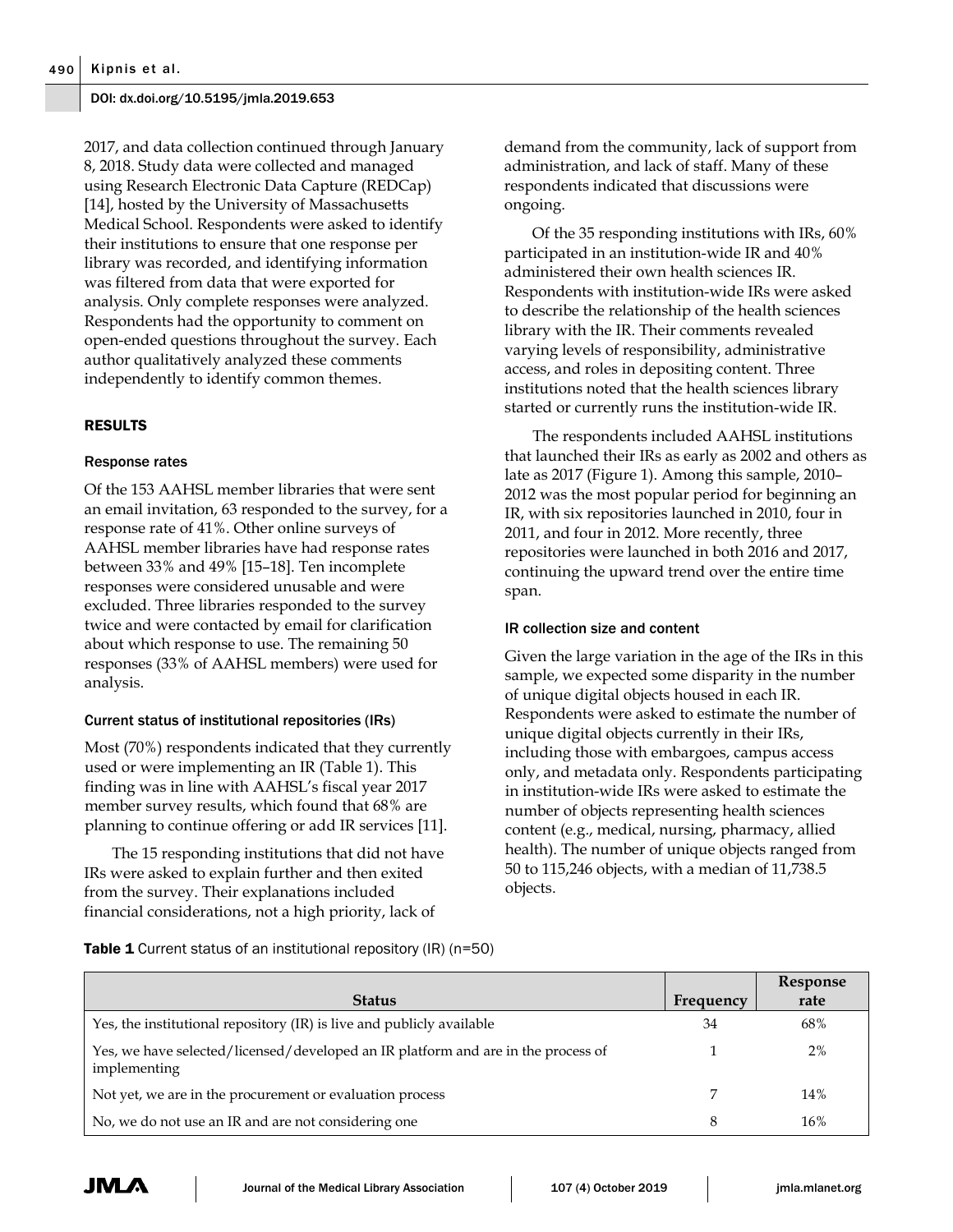2017, and data collection continued through January 8, 2018. Study data were collected and managed using Research Electronic Data Capture (REDCap) [14], hosted by the University of Massachusetts Medical School. Respondents were asked to identify their institutions to ensure that one response per library was recorded, and identifying information was filtered from data that were exported for analysis. Only complete responses were analyzed. Respondents had the opportunity to comment on open-ended questions throughout the survey. Each author qualitatively analyzed these comments independently to identify common themes.

## RESULTS

### Response rates

Of the 153 AAHSL member libraries that were sent an email invitation, 63 responded to the survey, for a response rate of 41%. Other online surveys of AAHSL member libraries have had response rates between 33% and 49% [15–18]. Ten incomplete responses were considered unusable and were excluded. Three libraries responded to the survey twice and were contacted by email for clarification about which response to use. The remaining 50 responses (33% of AAHSL members) were used for analysis.

### Current status of institutional repositories (IRs)

Most (70%) respondents indicated that they currently used or were implementing an IR (Table 1). This finding was in line with AAHSL's fiscal year 2017 member survey results, which found that 68% are planning to continue offering or add IR services [11].

The 15 responding institutions that did not have IRs were asked to explain further and then exited from the survey. Their explanations included financial considerations, not a high priority, lack of demand from the community, lack of support from administration, and lack of staff. Many of these respondents indicated that discussions were ongoing.

Of the 35 responding institutions with IRs, 60% participated in an institution-wide IR and 40% administered their own health sciences IR. Respondents with institution-wide IRs were asked to describe the relationship of the health sciences library with the IR. Their comments revealed varying levels of responsibility, administrative access, and roles in depositing content. Three institutions noted that the health sciences library started or currently runs the institution-wide IR.

The respondents included AAHSL institutions that launched their IRs as early as 2002 and others as late as 2017 (Figure 1). Among this sample, 2010–2012 was the most popular period for beginning an IR, with six repositories launched in 2010, four in 2011, and four in 2012. More recently, three repositories were launched in both 2016 and 2017, continuing the upward trend over the entire time span.

### IR collection size and content

Given the large variation in the age of the IRs in this sample, we expected some disparity in the number of unique digital objects housed in each IR. Respondents were asked to estimate the number of unique digital objects currently in their IRs, including those with embargoes, campus access only, and metadata only. Respondents participating in institution-wide IRs were asked to estimate the number of objects representing health sciences content (e.g., medical, nursing, pharmacy, allied health). The number of unique objects ranged from 50 to 115,246 objects, with a median of 11,738.5 objects.

**Table 1** Current status of an institutional repository (IR) (n=50)

| Status | Frequency | Response rate |
|---|---|---|
| Yes, the institutional repository (IR) is live and publicly available | 34 | 68% |
| Yes, we have selected/licensed/developed an IR platform and are in the process of implementing | 1 | 2% |
| Not yet, we are in the procurement or evaluation process | 7 | 14% |
| No, we do not use an IR and are not considering one | 8 | 16% |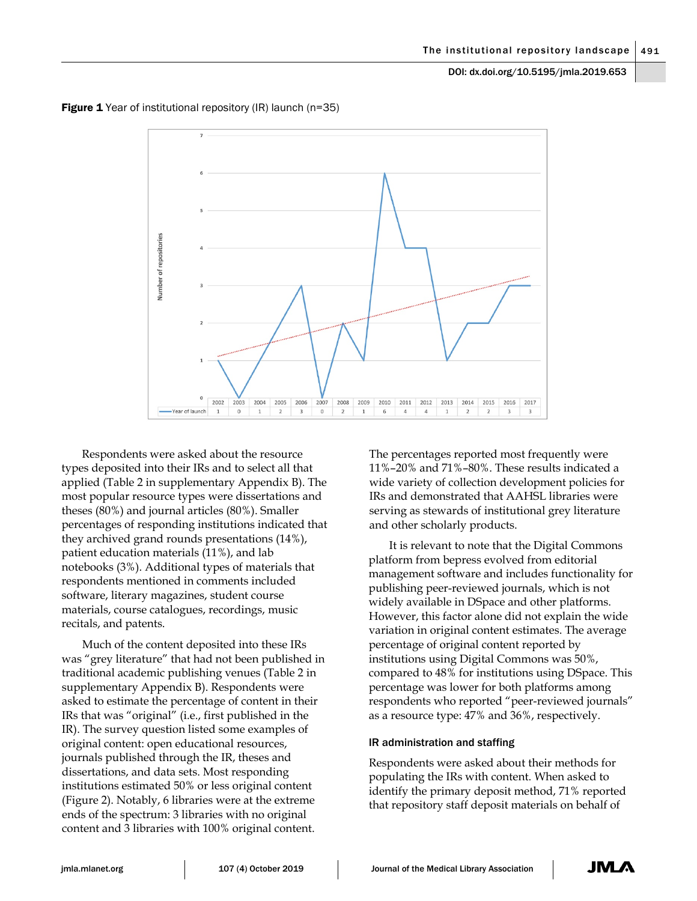**Figure 1** Year of institutional repository (IR) launch (n=35)

| | 2002 | 2003 | 2004 | 2005 | 2006 | 2007 | 2008 | 2009 | 2010 | 2011 | 2012 | 2013 | 2014 | 2015 | 2016 | 2017 |
|---|---|---|---|---|---|---|---|---|---|---|---|---|---|---|---|---|
| Year of launch | 1 | 0 | 1 | 2 | 3 | 0 | 2 | 1 | 6 | 4 | 4 | 1 | 2 | 2 | 3 | 3 |

Respondents were asked about the resource types deposited into their IRs and to select all that applied (Table 2 in supplementary Appendix B). The most popular resource types were dissertations and theses (80%) and journal articles (80%). Smaller percentages of responding institutions indicated that they archived grand rounds presentations (14%), patient education materials (11%), and lab notebooks (3%). Additional types of materials that respondents mentioned in comments included software, literary magazines, student course materials, course catalogues, recordings, music recitals, and patents.

Much of the content deposited into these IRs was "grey literature" that had not been published in traditional academic publishing venues (Table 2 in supplementary Appendix B). Respondents were asked to estimate the percentage of content in their IRs that was "original" (i.e., first published in the IR). The survey question listed some examples of original content: open educational resources, journals published through the IR, theses and dissertations, and data sets. Most responding institutions estimated 50% or less original content (Figure 2). Notably, 6 libraries were at the extreme ends of the spectrum: 3 libraries with no original content and 3 libraries with 100% original content. The percentages reported most frequently were 11%–20% and 71%–80%. These results indicated a wide variety of collection development policies for IRs and demonstrated that AAHSL libraries were serving as stewards of institutional grey literature and other scholarly products.

It is relevant to note that the Digital Commons platform from bepress evolved from editorial management software and includes functionality for publishing peer-reviewed journals, which is not widely available in DSpace and other platforms. However, this factor alone did not explain the wide variation in original content estimates. The average percentage of original content reported by institutions using Digital Commons was 50%, compared to 48% for institutions using DSpace. This percentage was lower for both platforms among respondents who reported "peer-reviewed journals" as a resource type: 47% and 36%, respectively.

### IR administration and staffing

Respondents were asked about their methods for populating the IRs with content. When asked to identify the primary deposit method, 71% reported that repository staff deposit materials on behalf of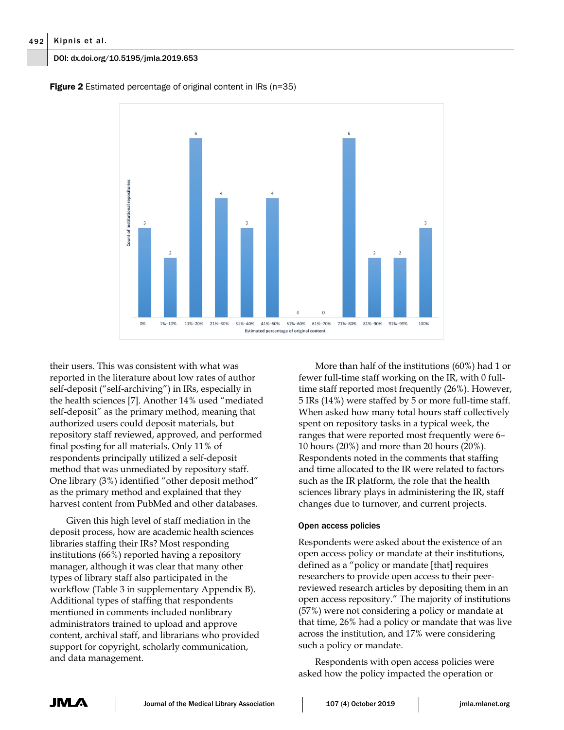**Figure 2** Estimated percentage of original content in IRs (n=35)

their users. This was consistent with what was reported in the literature about low rates of author self-deposit ("self-archiving") in IRs, especially in the health sciences [7]. Another 14% used "mediated self-deposit" as the primary method, meaning that authorized users could deposit materials, but repository staff reviewed, approved, and performed final posting for all materials. Only 11% of respondents principally utilized a self-deposit method that was unmediated by repository staff. One library (3%) identified "other deposit method" as the primary method and explained that they harvest content from PubMed and other databases.

Given this high level of staff mediation in the deposit process, how are academic health sciences libraries staffing their IRs? Most responding institutions (66%) reported having a repository manager, although it was clear that many other types of library staff also participated in the workflow (Table 3 in supplementary Appendix B). Additional types of staffing that respondents mentioned in comments included nonlibrary administrators trained to upload and approve content, archival staff, and librarians who provided support for copyright, scholarly communication, and data management.

More than half of the institutions (60%) had 1 or fewer full-time staff working on the IR, with 0 full-time staff reported most frequently (26%). However, 5 IRs (14%) were staffed by 5 or more full-time staff. When asked how many total hours staff collectively spent on repository tasks in a typical week, the ranges that were reported most frequently were 6–10 hours (20%) and more than 20 hours (20%). Respondents noted in the comments that staffing and time allocated to the IR were related to factors such as the IR platform, the role that the health sciences library plays in administering the IR, staff changes due to turnover, and current projects.

### Open access policies

Respondents were asked about the existence of an open access policy or mandate at their institutions, defined as a "policy or mandate [that] requires researchers to provide open access to their peer-reviewed research articles by depositing them in an open access repository." The majority of institutions (57%) were not considering a policy or mandate at that time, 26% had a policy or mandate that was live across the institution, and 17% were considering such a policy or mandate.

Respondents with open access policies were asked how the policy impacted the operation or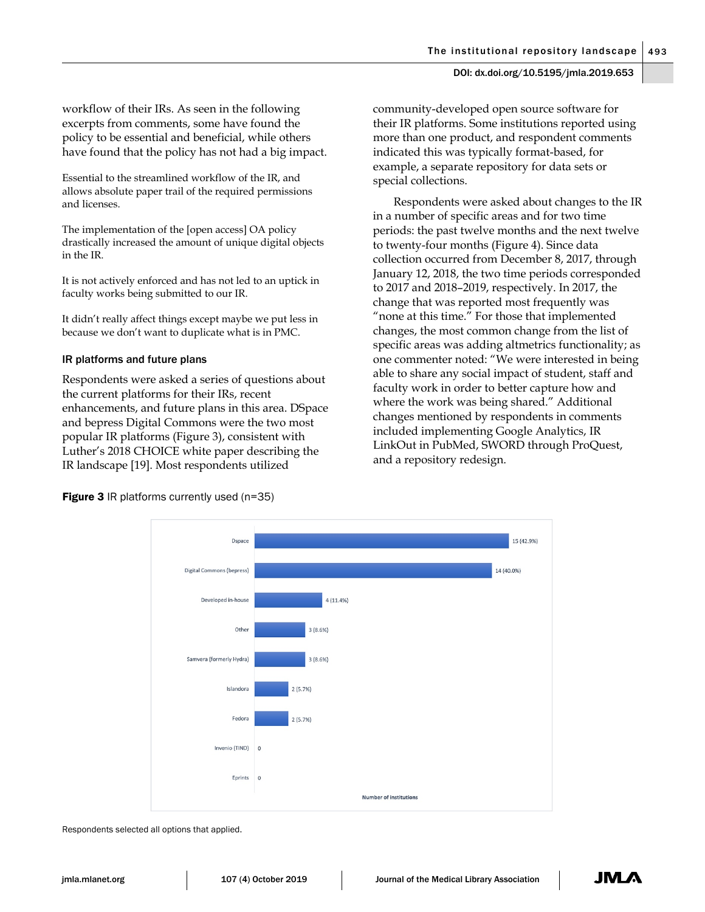workflow of their IRs. As seen in the following excerpts from comments, some have found the policy to be essential and beneficial, while others have found that the policy has not had a big impact.

> Essential to the streamlined workflow of the IR, and allows absolute paper trail of the required permissions and licenses.

> The implementation of the [open access] OA policy drastically increased the amount of unique digital objects in the IR.

> It is not actively enforced and has not led to an uptick in faculty works being submitted to our IR.

> It didn't really affect things except maybe we put less in because we don't want to duplicate what is in PMC.

### IR platforms and future plans

Respondents were asked a series of questions about the current platforms for their IRs, recent enhancements, and future plans in this area. DSpace and bepress Digital Commons were the two most popular IR platforms (Figure 3), consistent with Luther's 2018 CHOICE white paper describing the IR landscape [19]. Most respondents utilized community-developed open source software for their IR platforms. Some institutions reported using more than one product, and respondent comments indicated this was typically format-based, for example, a separate repository for data sets or special collections.

Respondents were asked about changes to the IR in a number of specific areas and for two time periods: the past twelve months and the next twelve to twenty-four months (Figure 4). Since data collection occurred from December 8, 2017, through January 12, 2018, the two time periods corresponded to 2017 and 2018–2019, respectively. In 2017, the change that was reported most frequently was "none at this time." For those that implemented changes, the most common change from the list of specific areas was adding altmetrics functionality; as one commenter noted: "We were interested in being able to share any social impact of student, staff and faculty work in order to better capture how and where the work was being shared." Additional changes mentioned by respondents in comments included implementing Google Analytics, IR LinkOut in PubMed, SWORD through ProQuest, and a repository redesign.

**Figure 3** IR platforms currently used (n=35)

| IR platform | Number of institutions |
|---|---|
| Dspace | 15 (42.9%) |
| Digital Commons (bepress) | 14 (40.0%) |
| Developed in-house | 4 (11.4%) |
| Other | 3 (8.6%) |
| Samvera (formerly Hydra) | 3 (8.6%) |
| Islandora | 2 (5.7%) |
| Fedora | 2 (5.7%) |
| Invenio (TIND) | 0 |
| Eprints | 0 |

Respondents selected all options that applied.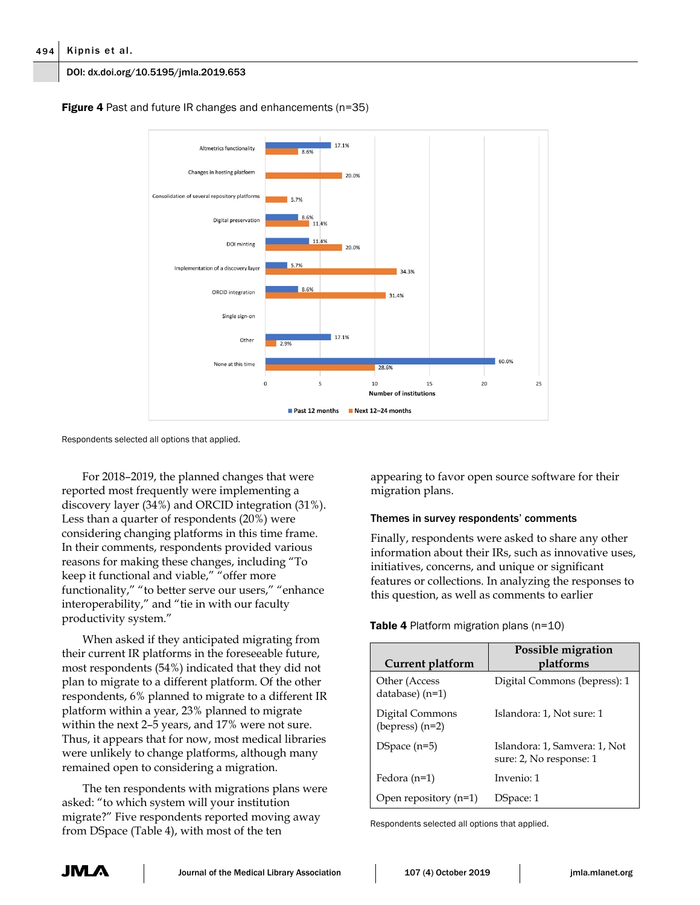**Figure 4** Past and future IR changes and enhancements (n=35)

Respondents selected all options that applied.

For 2018–2019, the planned changes that were reported most frequently were implementing a discovery layer (34%) and ORCID integration (31%). Less than a quarter of respondents (20%) were considering changing platforms in this time frame. In their comments, respondents provided various reasons for making these changes, including "To keep it functional and viable," "offer more functionality," "to better serve our users," "enhance interoperability," and "tie in with our faculty productivity system."

When asked if they anticipated migrating from their current IR platforms in the foreseeable future, most respondents (54%) indicated that they did not plan to migrate to a different platform. Of the other respondents, 6% planned to migrate to a different IR platform within a year, 23% planned to migrate within the next 2–5 years, and 17% were not sure. Thus, it appears that for now, most medical libraries were unlikely to change platforms, although many remained open to considering a migration.

The ten respondents with migrations plans were asked: "to which system will your institution migrate?" Five respondents reported moving away from DSpace (Table 4), with most of the ten appearing to favor open source software for their migration plans.

### Themes in survey respondents' comments

Finally, respondents were asked to share any other information about their IRs, such as innovative uses, initiatives, concerns, and unique or significant features or collections. In analyzing the responses to this question, as well as comments to earlier

**Table 4** Platform migration plans (n=10)

| Current platform | Possible migration platforms |
|---|---|
| Other (Access database) (n=1) | Digital Commons (bepress): 1 |
| Digital Commons (bepress) (n=2) | Islandora: 1, Not sure: 1 |
| DSpace (n=5) | Islandora: 1, Samvera: 1, Not sure: 2, No response: 1 |
| Fedora (n=1) | Invenio: 1 |
| Open repository (n=1) | DSpace: 1 |

Respondents selected all options that applied.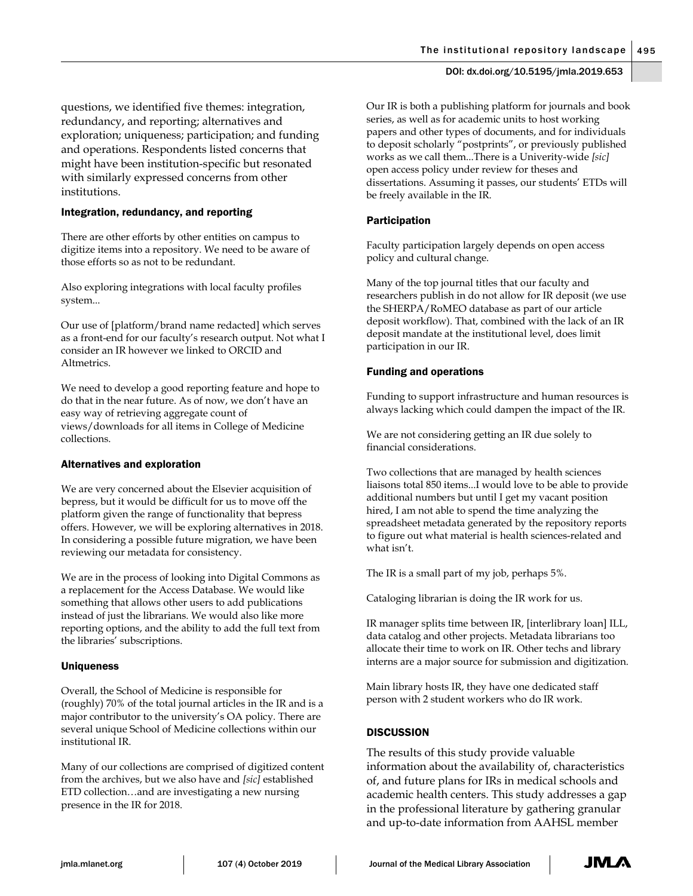questions, we identified five themes: integration, redundancy, and reporting; alternatives and exploration; uniqueness; participation; and funding and operations. Respondents listed concerns that might have been institution-specific but resonated with similarly expressed concerns from other institutions.

### Integration, redundancy, and reporting

There are other efforts by other entities on campus to digitize items into a repository. We need to be aware of those efforts so as not to be redundant.

Also exploring integrations with local faculty profiles system...

Our use of [platform/brand name redacted] which serves as a front-end for our faculty's research output. Not what I consider an IR however we linked to ORCID and Altmetrics.

We need to develop a good reporting feature and hope to do that in the near future. As of now, we don't have an easy way of retrieving aggregate count of views/downloads for all items in College of Medicine collections.

### Alternatives and exploration

We are very concerned about the Elsevier acquisition of bepress, but it would be difficult for us to move off the platform given the range of functionality that bepress offers. However, we will be exploring alternatives in 2018. In considering a possible future migration, we have been reviewing our metadata for consistency.

We are in the process of looking into Digital Commons as a replacement for the Access Database. We would like something that allows other users to add publications instead of just the librarians. We would also like more reporting options, and the ability to add the full text from the libraries' subscriptions.

### Uniqueness

Overall, the School of Medicine is responsible for (roughly) 70% of the total journal articles in the IR and is a major contributor to the university's OA policy. There are several unique School of Medicine collections within our institutional IR.

Many of our collections are comprised of digitized content from the archives, but we also have and *[sic]* established ETD collection…and are investigating a new nursing presence in the IR for 2018.

Our IR is both a publishing platform for journals and book series, as well as for academic units to host working papers and other types of documents, and for individuals to deposit scholarly "postprints", or previously published works as we call them...There is a Univerity-wide *[sic]* open access policy under review for theses and dissertations. Assuming it passes, our students' ETDs will be freely available in the IR.

### Participation

Faculty participation largely depends on open access policy and cultural change.

Many of the top journal titles that our faculty and researchers publish in do not allow for IR deposit (we use the SHERPA/RoMEO database as part of our article deposit workflow). That, combined with the lack of an IR deposit mandate at the institutional level, does limit participation in our IR.

### Funding and operations

Funding to support infrastructure and human resources is always lacking which could dampen the impact of the IR.

We are not considering getting an IR due solely to financial considerations.

Two collections that are managed by health sciences liaisons total 850 items...I would love to be able to provide additional numbers but until I get my vacant position hired, I am not able to spend the time analyzing the spreadsheet metadata generated by the repository reports to figure out what material is health sciences-related and what isn't.

The IR is a small part of my job, perhaps 5%.

Cataloging librarian is doing the IR work for us.

IR manager splits time between IR, [interlibrary loan] ILL, data catalog and other projects. Metadata librarians too allocate their time to work on IR. Other techs and library interns are a major source for submission and digitization.

Main library hosts IR, they have one dedicated staff person with 2 student workers who do IR work.

## DISCUSSION

The results of this study provide valuable information about the availability of, characteristics of, and future plans for IRs in medical schools and academic health centers. This study addresses a gap in the professional literature by gathering granular and up-to-date information from AAHSL member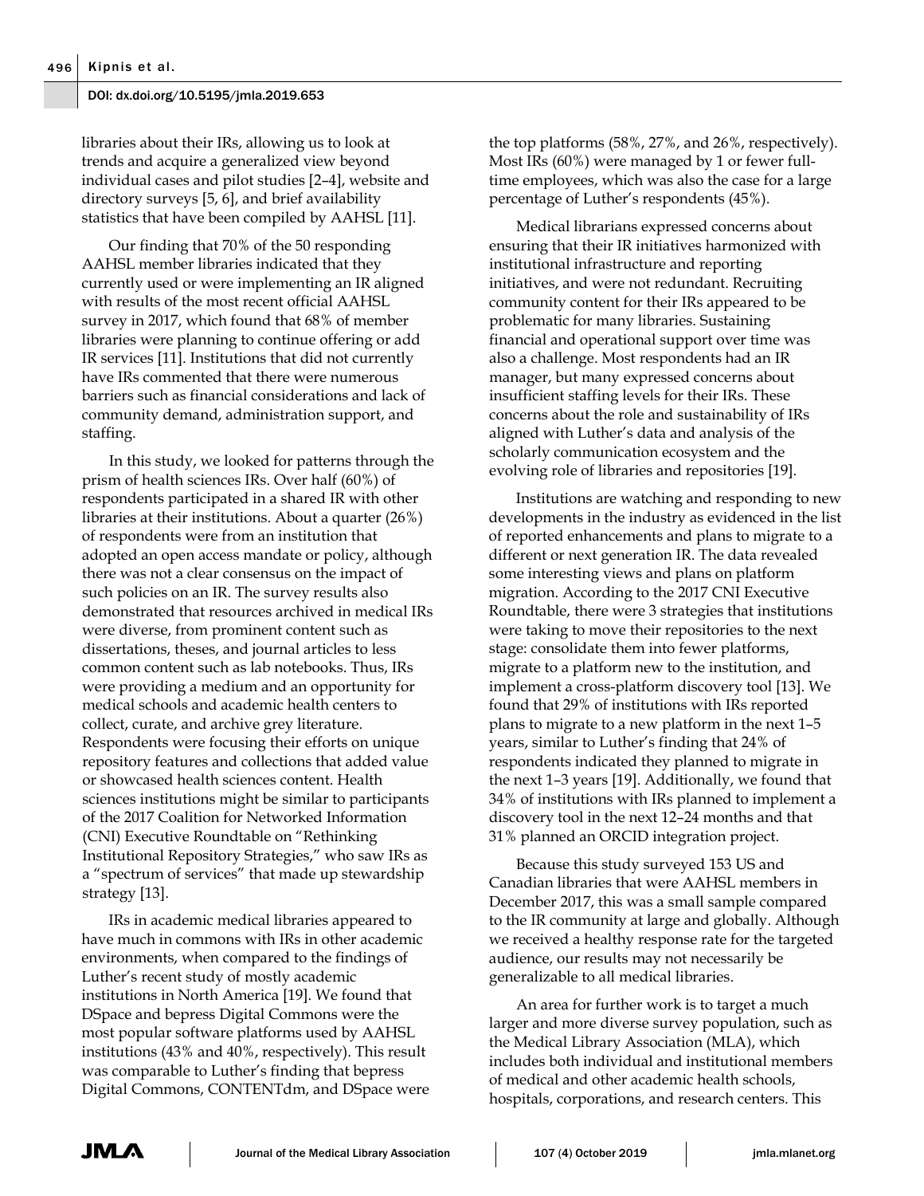libraries about their IRs, allowing us to look at trends and acquire a generalized view beyond individual cases and pilot studies [2–4], website and directory surveys [5, 6], and brief availability statistics that have been compiled by AAHSL [11].

Our finding that 70% of the 50 responding AAHSL member libraries indicated that they currently used or were implementing an IR aligned with results of the most recent official AAHSL survey in 2017, which found that 68% of member libraries were planning to continue offering or add IR services [11]. Institutions that did not currently have IRs commented that there were numerous barriers such as financial considerations and lack of community demand, administration support, and staffing.

In this study, we looked for patterns through the prism of health sciences IRs. Over half (60%) of respondents participated in a shared IR with other libraries at their institutions. About a quarter (26%) of respondents were from an institution that adopted an open access mandate or policy, although there was not a clear consensus on the impact of such policies on an IR. The survey results also demonstrated that resources archived in medical IRs were diverse, from prominent content such as dissertations, theses, and journal articles to less common content such as lab notebooks. Thus, IRs were providing a medium and an opportunity for medical schools and academic health centers to collect, curate, and archive grey literature. Respondents were focusing their efforts on unique repository features and collections that added value or showcased health sciences content. Health sciences institutions might be similar to participants of the 2017 Coalition for Networked Information (CNI) Executive Roundtable on "Rethinking Institutional Repository Strategies," who saw IRs as a "spectrum of services" that made up stewardship strategy [13].

IRs in academic medical libraries appeared to have much in commons with IRs in other academic environments, when compared to the findings of Luther's recent study of mostly academic institutions in North America [19]. We found that DSpace and bepress Digital Commons were the most popular software platforms used by AAHSL institutions (43% and 40%, respectively). This result was comparable to Luther's finding that bepress Digital Commons, CONTENTdm, and DSpace were the top platforms (58%, 27%, and 26%, respectively). Most IRs (60%) were managed by 1 or fewer full-time employees, which was also the case for a large percentage of Luther's respondents (45%).

Medical librarians expressed concerns about ensuring that their IR initiatives harmonized with institutional infrastructure and reporting initiatives, and were not redundant. Recruiting community content for their IRs appeared to be problematic for many libraries. Sustaining financial and operational support over time was also a challenge. Most respondents had an IR manager, but many expressed concerns about insufficient staffing levels for their IRs. These concerns about the role and sustainability of IRs aligned with Luther's data and analysis of the scholarly communication ecosystem and the evolving role of libraries and repositories [19].

Institutions are watching and responding to new developments in the industry as evidenced in the list of reported enhancements and plans to migrate to a different or next generation IR. The data revealed some interesting views and plans on platform migration. According to the 2017 CNI Executive Roundtable, there were 3 strategies that institutions were taking to move their repositories to the next stage: consolidate them into fewer platforms, migrate to a platform new to the institution, and implement a cross-platform discovery tool [13]. We found that 29% of institutions with IRs reported plans to migrate to a new platform in the next 1–5 years, similar to Luther's finding that 24% of respondents indicated they planned to migrate in the next 1–3 years [19]. Additionally, we found that 34% of institutions with IRs planned to implement a discovery tool in the next 12–24 months and that 31% planned an ORCID integration project.

Because this study surveyed 153 US and Canadian libraries that were AAHSL members in December 2017, this was a small sample compared to the IR community at large and globally. Although we received a healthy response rate for the targeted audience, our results may not necessarily be generalizable to all medical libraries.

An area for further work is to target a much larger and more diverse survey population, such as the Medical Library Association (MLA), which includes both individual and institutional members of medical and other academic health schools, hospitals, corporations, and research centers. This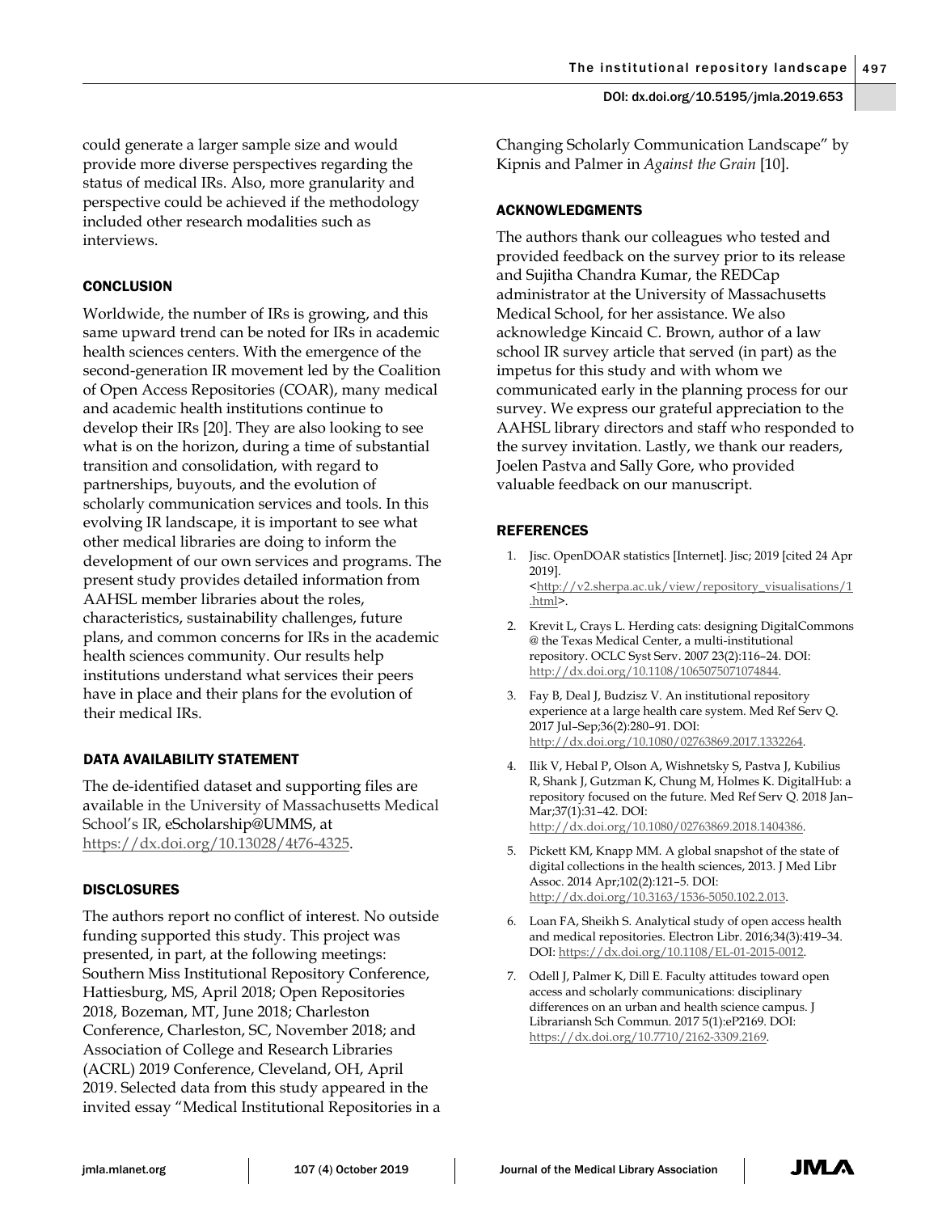could generate a larger sample size and would provide more diverse perspectives regarding the status of medical IRs. Also, more granularity and perspective could be achieved if the methodology included other research modalities such as interviews.

## CONCLUSION

Worldwide, the number of IRs is growing, and this same upward trend can be noted for IRs in academic health sciences centers. With the emergence of the second-generation IR movement led by the Coalition of Open Access Repositories (COAR), many medical and academic health institutions continue to develop their IRs [20]. They are also looking to see what is on the horizon, during a time of substantial transition and consolidation, with regard to partnerships, buyouts, and the evolution of scholarly communication services and tools. In this evolving IR landscape, it is important to see what other medical libraries are doing to inform the development of our own services and programs. The present study provides detailed information from AAHSL member libraries about the roles, characteristics, sustainability challenges, future plans, and common concerns for IRs in the academic health sciences community. Our results help institutions understand what services their peers have in place and their plans for the evolution of their medical IRs.

## DATA AVAILABILITY STATEMENT

The de-identified dataset and supporting files are available in the University of Massachusetts Medical School's IR, eScholarship@UMMS, at https://dx.doi.org/10.13028/4t76-4325.

## DISCLOSURES

The authors report no conflict of interest. No outside funding supported this study. This project was presented, in part, at the following meetings: Southern Miss Institutional Repository Conference, Hattiesburg, MS, April 2018; Open Repositories 2018, Bozeman, MT, June 2018; Charleston Conference, Charleston, SC, November 2018; and Association of College and Research Libraries (ACRL) 2019 Conference, Cleveland, OH, April 2019. Selected data from this study appeared in the invited essay "Medical Institutional Repositories in a Changing Scholarly Communication Landscape" by Kipnis and Palmer in *Against the Grain* [10].

## ACKNOWLEDGMENTS

The authors thank our colleagues who tested and provided feedback on the survey prior to its release and Sujitha Chandra Kumar, the REDCap administrator at the University of Massachusetts Medical School, for her assistance. We also acknowledge Kincaid C. Brown, author of a law school IR survey article that served (in part) as the impetus for this study and with whom we communicated early in the planning process for our survey. We express our grateful appreciation to the AAHSL library directors and staff who responded to the survey invitation. Lastly, we thank our readers, Joelen Pastva and Sally Gore, who provided valuable feedback on our manuscript.

## REFERENCES

1. Jisc. OpenDOAR statistics [Internet]. Jisc; 2019 [cited 24 Apr 2019]. <http://v2.sherpa.ac.uk/view/repository_visualisations/1.html>.
2. Krevit L, Crays L. Herding cats: designing DigitalCommons @ the Texas Medical Center, a multi-institutional repository. OCLC Syst Serv. 2007 23(2):116–24. DOI: http://dx.doi.org/10.1108/10650750710748444.
3. Fay B, Deal J, Budzisz V. An institutional repository experience at a large health care system. Med Ref Serv Q. 2017 Jul–Sep;36(2):280–91. DOI: http://dx.doi.org/10.1080/02763869.2017.1332264.
4. Ilik V, Hebal P, Olson A, Wishnetsky S, Pastva J, Kubilius R, Shank J, Gutzman K, Chung M, Holmes K. DigitalHub: a repository focused on the future. Med Ref Serv Q. 2018 Jan–Mar;37(1):31–42. DOI: http://dx.doi.org/10.1080/02763869.2018.1404386.
5. Pickett KM, Knapp MM. A global snapshot of the state of digital collections in the health sciences, 2013. J Med Libr Assoc. 2014 Apr;102(2):121–5. DOI: http://dx.doi.org/10.3163/1536-5050.102.2.013.
6. Loan FA, Sheikh S. Analytical study of open access health and medical repositories. Electron Libr. 2016;34(3):419–34. DOI: https://dx.doi.org/10.1108/EL-01-2015-0012.
7. Odell J, Palmer K, Dill E. Faculty attitudes toward open access and scholarly communications: disciplinary differences on an urban and health science campus. J Librariansh Sch Commun. 2017 5(1):eP2169. DOI: https://dx.doi.org/10.7710/2162-3309.2169.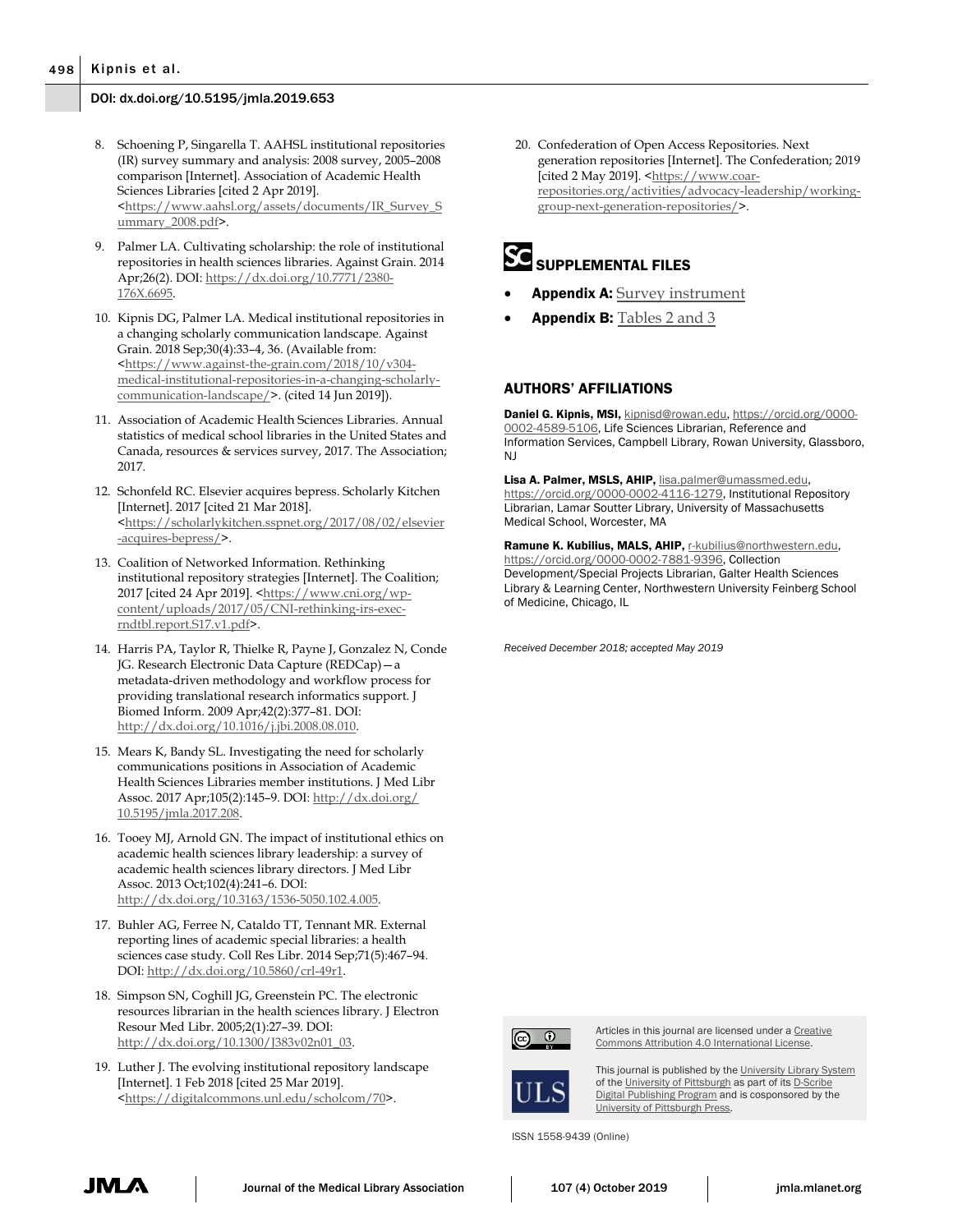8. Schoening P, Singarella T. AAHSL institutional repositories (IR) survey summary and analysis: 2008 survey, 2005–2008 comparison [Internet]. Association of Academic Health Sciences Libraries [cited 2 Apr 2019]. <https://www.aahsl.org/assets/documents/IR_Survey_Summary_2008.pdf>.

9. Palmer LA. Cultivating scholarship: the role of institutional repositories in health sciences libraries. Against Grain. 2014 Apr;26(2). DOI: https://dx.doi.org/10.7771/2380-176X.6695.

10. Kipnis DG, Palmer LA. Medical institutional repositories in a changing scholarly communication landscape. Against Grain. 2018 Sep;30(4):33–4, 36. (Available from: <https://www.against-the-grain.com/2018/10/v304-medical-institutional-repositories-in-a-changing-scholarly-communication-landscape/>. (cited 14 Jun 2019]).

11. Association of Academic Health Sciences Libraries. Annual statistics of medical school libraries in the United States and Canada, resources & services survey, 2017. The Association; 2017.

12. Schonfeld RC. Elsevier acquires bepress. Scholarly Kitchen [Internet]. 2017 [cited 21 Mar 2018]. <https://scholarlykitchen.sspnet.org/2017/08/02/elsevier-acquires-bepress/>.

13. Coalition of Networked Information. Rethinking institutional repository strategies [Internet]. The Coalition; 2017 [cited 24 Apr 2019]. <https://www.cni.org/wp-content/uploads/2017/05/CNI-rethinking-irs-exec-rndtbl.report.S17.v1.pdf>.

14. Harris PA, Taylor R, Thielke R, Payne J, Gonzalez N, Conde JG. Research Electronic Data Capture (REDCap)—a metadata-driven methodology and workflow process for providing translational research informatics support. J Biomed Inform. 2009 Apr;42(2):377–81. DOI: http://dx.doi.org/10.1016/j.jbi.2008.08.010.

15. Mears K, Bandy SL. Investigating the need for scholarly communications positions in Association of Academic Health Sciences Libraries member institutions. J Med Libr Assoc. 2017 Apr;105(2):145–9. DOI: http://dx.doi.org/10.5195/jmla.2017.208.

16. Tooey MJ, Arnold GN. The impact of institutional ethics on academic health sciences library leadership: a survey of academic health sciences library directors. J Med Libr Assoc. 2013 Oct;102(4):241–6. DOI: http://dx.doi.org/10.3163/1536-5050.102.4.005.

17. Buhler AG, Ferree N, Cataldo TT, Tennant MR. External reporting lines of academic special libraries: a health sciences case study. Coll Res Libr. 2014 Sep;71(5):467–94. DOI: http://dx.doi.org/10.5860/crl-49r1.

18. Simpson SN, Coghill JG, Greenstein PC. The electronic resources librarian in the health sciences library. J Electron Resour Med Libr. 2005;2(1):27–39. DOI: http://dx.doi.org/10.1300/J383v02n01_03.

19. Luther J. The evolving institutional repository landscape [Internet]. 1 Feb 2018 [cited 25 Mar 2019]. <https://digitalcommons.unl.edu/scholcom/70>.

20. Confederation of Open Access Repositories. Next generation repositories [Internet]. The Confederation; 2019 [cited 2 May 2019]. <https://www.coar-repositories.org/activities/advocacy-leadership/working-group-next-generation-repositories/>.

## SUPPLEMENTAL FILES

- **Appendix A:** Survey instrument
- **Appendix B:** Tables 2 and 3

## AUTHORS' AFFILIATIONS

**Daniel G. Kipnis, MSI,** kipnisd@rowan.edu, https://orcid.org/0000-0002-4589-5106, Life Sciences Librarian, Reference and Information Services, Campbell Library, Rowan University, Glassboro, NJ

**Lisa A. Palmer, MSLS, AHIP,** lisa.palmer@umassmed.edu, https://orcid.org/0000-0002-4116-1279, Institutional Repository Librarian, Lamar Soutter Library, University of Massachusetts Medical School, Worcester, MA

**Ramune K. Kubilius, MALS, AHIP,** r-kubilius@northwestern.edu, https://orcid.org/0000-0002-7881-9396, Collection Development/Special Projects Librarian, Galter Health Sciences Library & Learning Center, Northwestern University Feinberg School of Medicine, Chicago, IL

*Received December 2018; accepted May 2019*

Articles in this journal are licensed under a Creative Commons Attribution 4.0 International License.

This journal is published by the University Library System of the University of Pittsburgh as part of its D-Scribe Digital Publishing Program and is cosponsored by the University of Pittsburgh Press.

ISSN 1558-9439 (Online)